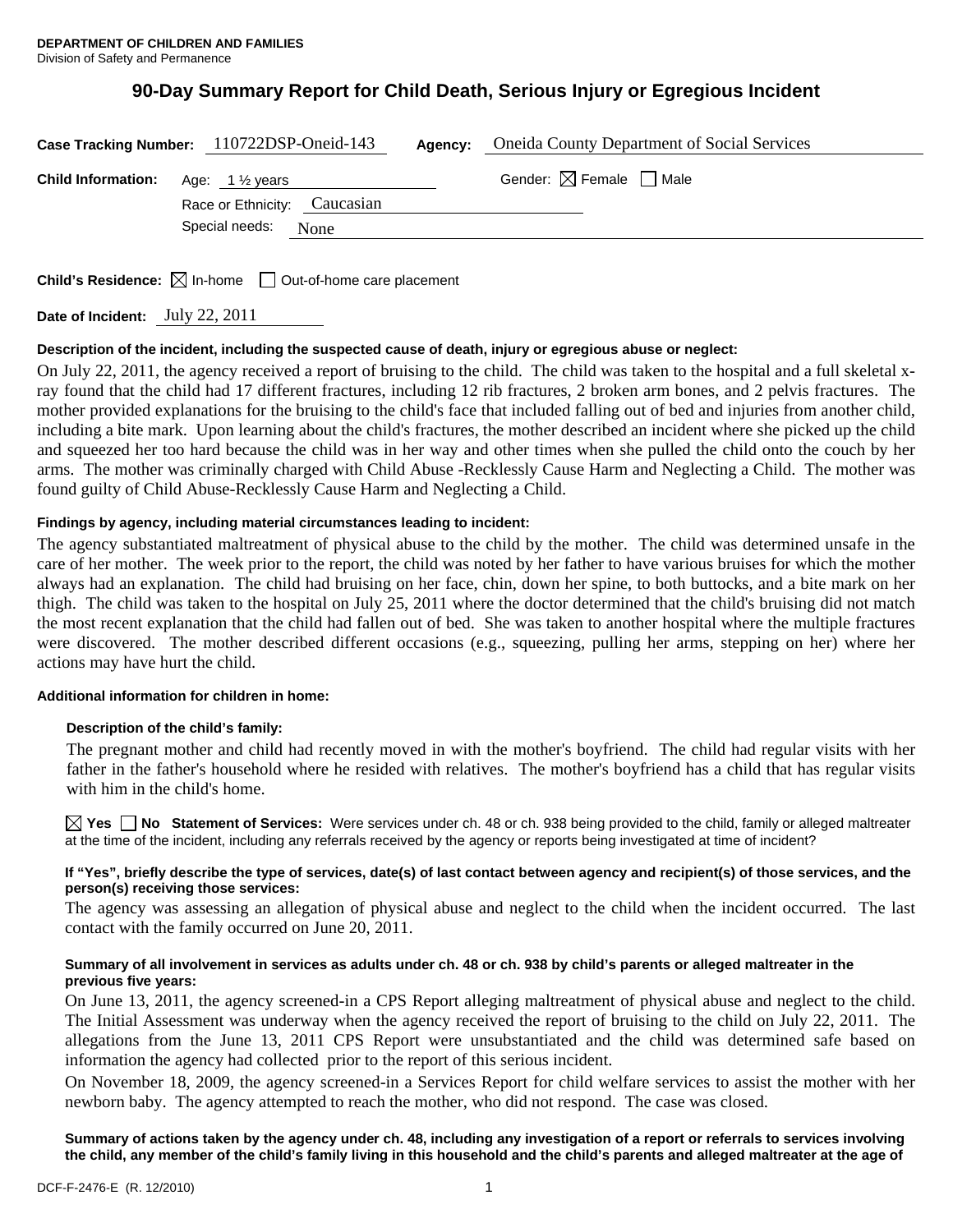**DEPARTMENT OF CHILDREN AND FAMILIES**
Division of Safety and Permanence

# 90-Day Summary Report for Child Death, Serious Injury or Egregious Incident

**Case Tracking Number:** 110722DSP-Oneid-143 **Agency:** Oneida County Department of Social Services

**Child Information:** Age: 1 ½ years Gender: ☒ Female ☐ Male

Race or Ethnicity: Caucasian

Special needs: None

**Child's Residence:** ☒ In-home ☐ Out-of-home care placement

**Date of Incident:** July 22, 2011

**Description of the incident, including the suspected cause of death, injury or egregious abuse or neglect:**

On July 22, 2011, the agency received a report of bruising to the child. The child was taken to the hospital and a full skeletal x-ray found that the child had 17 different fractures, including 12 rib fractures, 2 broken arm bones, and 2 pelvis fractures. The mother provided explanations for the bruising to the child's face that included falling out of bed and injuries from another child, including a bite mark. Upon learning about the child's fractures, the mother described an incident where she picked up the child and squeezed her too hard because the child was in her way and other times when she pulled the child onto the couch by her arms. The mother was criminally charged with Child Abuse -Recklessly Cause Harm and Neglecting a Child. The mother was found guilty of Child Abuse-Recklessly Cause Harm and Neglecting a Child.

**Findings by agency, including material circumstances leading to incident:**

The agency substantiated maltreatment of physical abuse to the child by the mother. The child was determined unsafe in the care of her mother. The week prior to the report, the child was noted by her father to have various bruises for which the mother always had an explanation. The child had bruising on her face, chin, down her spine, to both buttocks, and a bite mark on her thigh. The child was taken to the hospital on July 25, 2011 where the doctor determined that the child's bruising did not match the most recent explanation that the child had fallen out of bed. She was taken to another hospital where the multiple fractures were discovered. The mother described different occasions (e.g., squeezing, pulling her arms, stepping on her) where her actions may have hurt the child.

**Additional information for children in home:**

**Description of the child's family:**

The pregnant mother and child had recently moved in with the mother's boyfriend. The child had regular visits with her father in the father's household where he resided with relatives. The mother's boyfriend has a child that has regular visits with him in the child's home.

☒ **Yes** ☐ **No** **Statement of Services:** Were services under ch. 48 or ch. 938 being provided to the child, family or alleged maltreater at the time of the incident, including any referrals received by the agency or reports being investigated at time of incident?

**If "Yes", briefly describe the type of services, date(s) of last contact between agency and recipient(s) of those services, and the person(s) receiving those services:**

The agency was assessing an allegation of physical abuse and neglect to the child when the incident occurred. The last contact with the family occurred on June 20, 2011.

**Summary of all involvement in services as adults under ch. 48 or ch. 938 by child's parents or alleged maltreater in the previous five years:**

On June 13, 2011, the agency screened-in a CPS Report alleging maltreatment of physical abuse and neglect to the child. The Initial Assessment was underway when the agency received the report of bruising to the child on July 22, 2011. The allegations from the June 13, 2011 CPS Report were unsubstantiated and the child was determined safe based on information the agency had collected prior to the report of this serious incident.

On November 18, 2009, the agency screened-in a Services Report for child welfare services to assist the mother with her newborn baby. The agency attempted to reach the mother, who did not respond. The case was closed.

**Summary of actions taken by the agency under ch. 48, including any investigation of a report or referrals to services involving the child, any member of the child's family living in this household and the child's parents and alleged maltreater at the age of**

DCF-F-2476-E (R. 12/2010)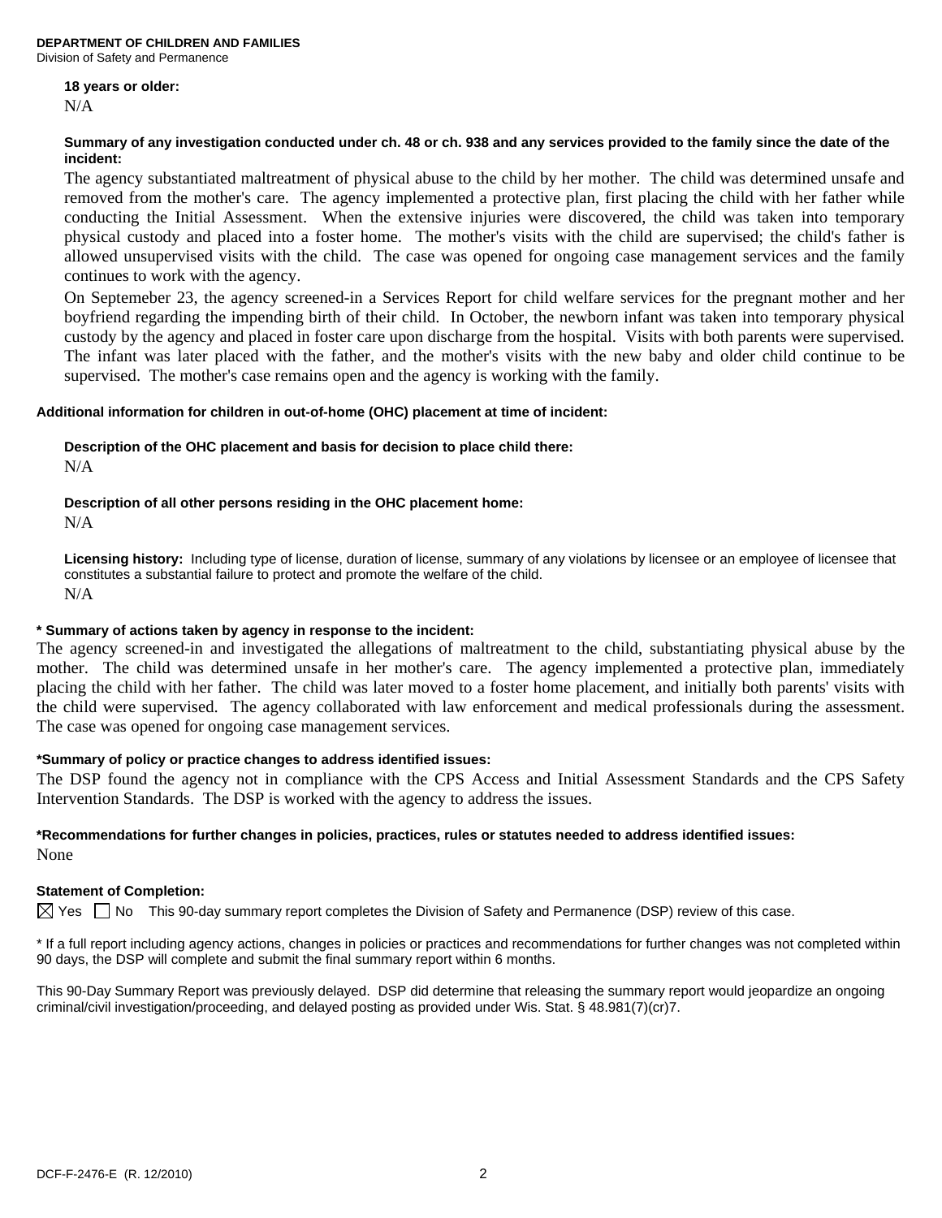**18 years or older:**

N/A

**Summary of any investigation conducted under ch. 48 or ch. 938 and any services provided to the family since the date of the incident:**

The agency substantiated maltreatment of physical abuse to the child by her mother. The child was determined unsafe and removed from the mother's care. The agency implemented a protective plan, first placing the child with her father while conducting the Initial Assessment. When the extensive injuries were discovered, the child was taken into temporary physical custody and placed into a foster home. The mother's visits with the child are supervised; the child's father is allowed unsupervised visits with the child. The case was opened for ongoing case management services and the family continues to work with the agency.

On Septemeber 23, the agency screened-in a Services Report for child welfare services for the pregnant mother and her boyfriend regarding the impending birth of their child. In October, the newborn infant was taken into temporary physical custody by the agency and placed in foster care upon discharge from the hospital. Visits with both parents were supervised. The infant was later placed with the father, and the mother's visits with the new baby and older child continue to be supervised. The mother's case remains open and the agency is working with the family.

**Additional information for children in out-of-home (OHC) placement at time of incident:**

**Description of the OHC placement and basis for decision to place child there:**

N/A

**Description of all other persons residing in the OHC placement home:**

N/A

**Licensing history:** Including type of license, duration of license, summary of any violations by licensee or an employee of licensee that constitutes a substantial failure to protect and promote the welfare of the child.

N/A

**\* Summary of actions taken by agency in response to the incident:**

The agency screened-in and investigated the allegations of maltreatment to the child, substantiating physical abuse by the mother. The child was determined unsafe in her mother's care. The agency implemented a protective plan, immediately placing the child with her father. The child was later moved to a foster home placement, and initially both parents' visits with the child were supervised. The agency collaborated with law enforcement and medical professionals during the assessment. The case was opened for ongoing case management services.

**\*Summary of policy or practice changes to address identified issues:**

The DSP found the agency not in compliance with the CPS Access and Initial Assessment Standards and the CPS Safety Intervention Standards. The DSP is worked with the agency to address the issues.

**\*Recommendations for further changes in policies, practices, rules or statutes needed to address identified issues:**

None

**Statement of Completion:**

☒ Yes ☐ No This 90-day summary report completes the Division of Safety and Permanence (DSP) review of this case.

\* If a full report including agency actions, changes in policies or practices and recommendations for further changes was not completed within 90 days, the DSP will complete and submit the final summary report within 6 months.

This 90-Day Summary Report was previously delayed. DSP did determine that releasing the summary report would jeopardize an ongoing criminal/civil investigation/proceeding, and delayed posting as provided under Wis. Stat. § 48.981(7)(cr)7.